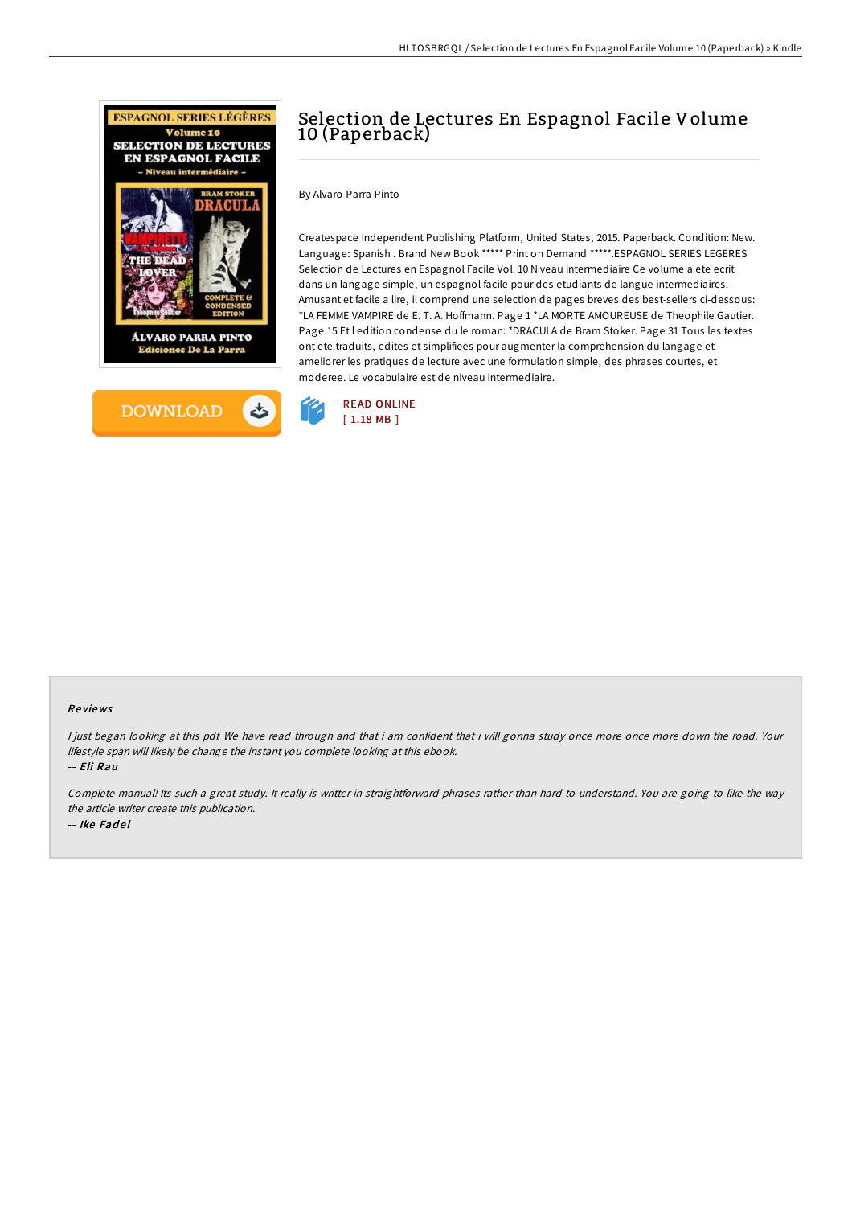# Selection de Lectures En Espagnol Facile Volume 10 (Paperback)

By Alvaro Parra Pinto

Createspace Independent Publishing Platform, United States, 2015. Paperback. Condition: New. Language: Spanish . Brand New Book ***** Print on Demand *****.ESPAGNOL SERIES LEGERES Selection de Lectures en Espagnol Facile Vol. 10 Niveau intermediaire Ce volume a ete ecrit dans un langage simple, un espagnol facile pour des etudiants de langue intermediaires. Amusant et facile a lire, il comprend une selection de pages breves des best-sellers ci-dessous: *LA FEMME VAMPIRE de E. T. A. Hoffmann. Page 1 *LA MORTE AMOUREUSE de Theophile Gautier. Page 15 Et l edition condense du le roman: *DRACULA de Bram Stoker. Page 31 Tous les textes ont ete traduits, edites et simplifiees pour augmenter la comprehension du langage et ameliorer les pratiques de lecture avec une formulation simple, des phrases courtes, et moderee. Le vocabulaire est de niveau intermediaire.

DOWNLOAD

READ ONLINE
[ 1.18 MB ]

## Reviews

*I just began looking at this pdf. We have read through and that i am confident that i will gonna study once more once more down the road. Your lifestyle span will likely be change the instant you complete looking at this ebook.*

*-- Eli Rau*

*Complete manual! Its such a great study. It really is writter in straightforward phrases rather than hard to understand. You are going to like the way the article writer create this publication.*

*-- Ike Fadel*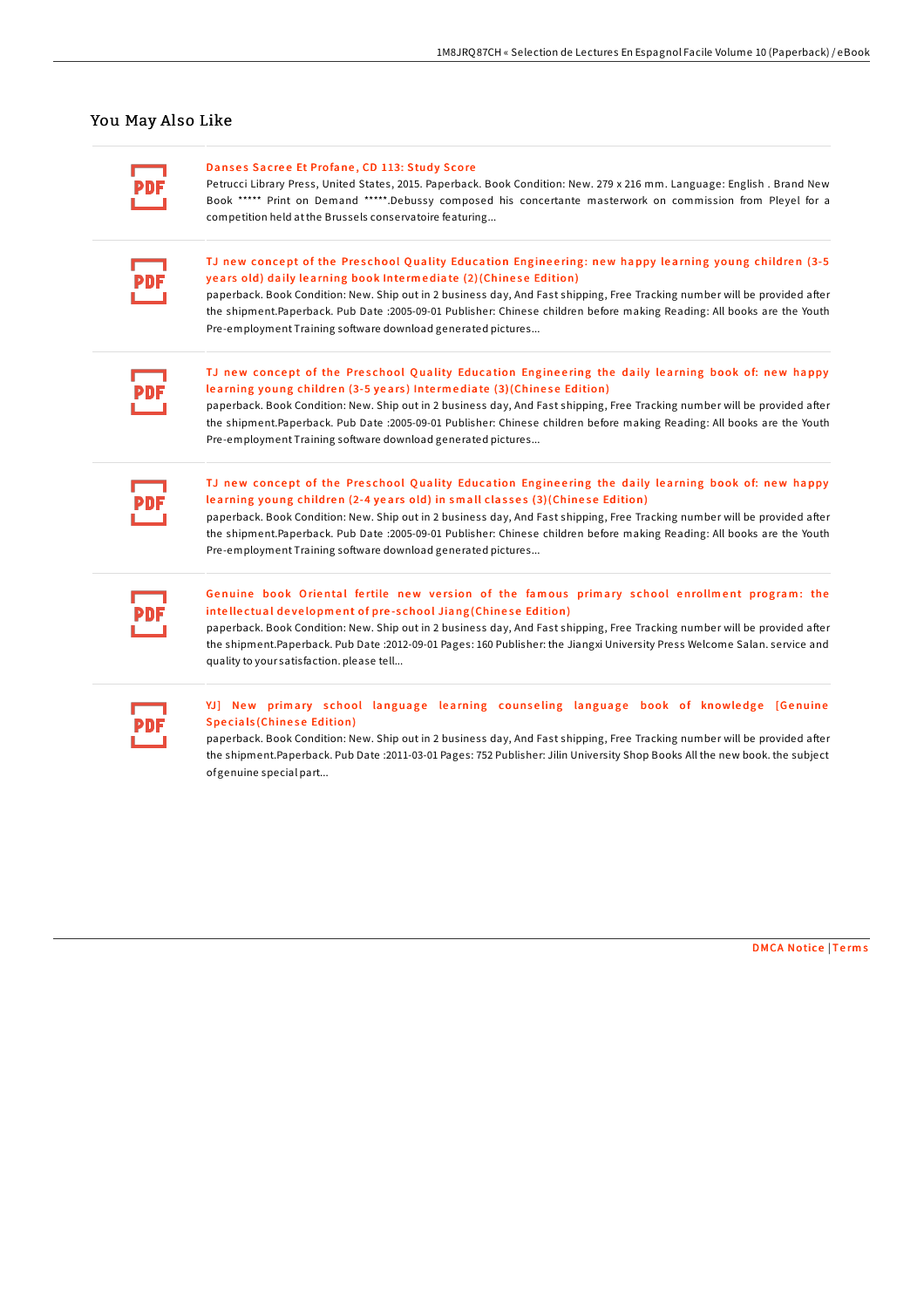## You May Also Like

**Danses Sacree Et Profane, CD 113: Study Score**

Petrucci Library Press, United States, 2015. Paperback. Book Condition: New. 279 x 216 mm. Language: English . Brand New Book ***** Print on Demand *****.Debussy composed his concertante masterwork on commission from Pleyel for a competition held at the Brussels conservatoire featuring...

**TJ new concept of the Preschool Quality Education Engineering: new happy learning young children (3-5 years old) daily learning book Intermediate (2)(Chinese Edition)**

paperback. Book Condition: New. Ship out in 2 business day, And Fast shipping, Free Tracking number will be provided after the shipment.Paperback. Pub Date :2005-09-01 Publisher: Chinese children before making Reading: All books are the Youth Pre-employment Training software download generated pictures...

**TJ new concept of the Preschool Quality Education Engineering the daily learning book of: new happy learning young children (3-5 years) Intermediate (3)(Chinese Edition)**

paperback. Book Condition: New. Ship out in 2 business day, And Fast shipping, Free Tracking number will be provided after the shipment.Paperback. Pub Date :2005-09-01 Publisher: Chinese children before making Reading: All books are the Youth Pre-employment Training software download generated pictures...

**TJ new concept of the Preschool Quality Education Engineering the daily learning book of: new happy learning young children (2-4 years old) in small classes (3)(Chinese Edition)**

paperback. Book Condition: New. Ship out in 2 business day, And Fast shipping, Free Tracking number will be provided after the shipment.Paperback. Pub Date :2005-09-01 Publisher: Chinese children before making Reading: All books are the Youth Pre-employment Training software download generated pictures...

**Genuine book Oriental fertile new version of the famous primary school enrollment program: the intellectual development of pre-school Jiang(Chinese Edition)**

paperback. Book Condition: New. Ship out in 2 business day, And Fast shipping, Free Tracking number will be provided after the shipment.Paperback. Pub Date :2012-09-01 Pages: 160 Publisher: the Jiangxi University Press Welcome Salan. service and quality to your satisfaction. please tell...

**YJ] New primary school language learning counseling language book of knowledge [Genuine Specials(Chinese Edition)**

paperback. Book Condition: New. Ship out in 2 business day, And Fast shipping, Free Tracking number will be provided after the shipment.Paperback. Pub Date :2011-03-01 Pages: 752 Publisher: Jilin University Shop Books All the new book. the subject of genuine special part...

DMCA Notice | Terms